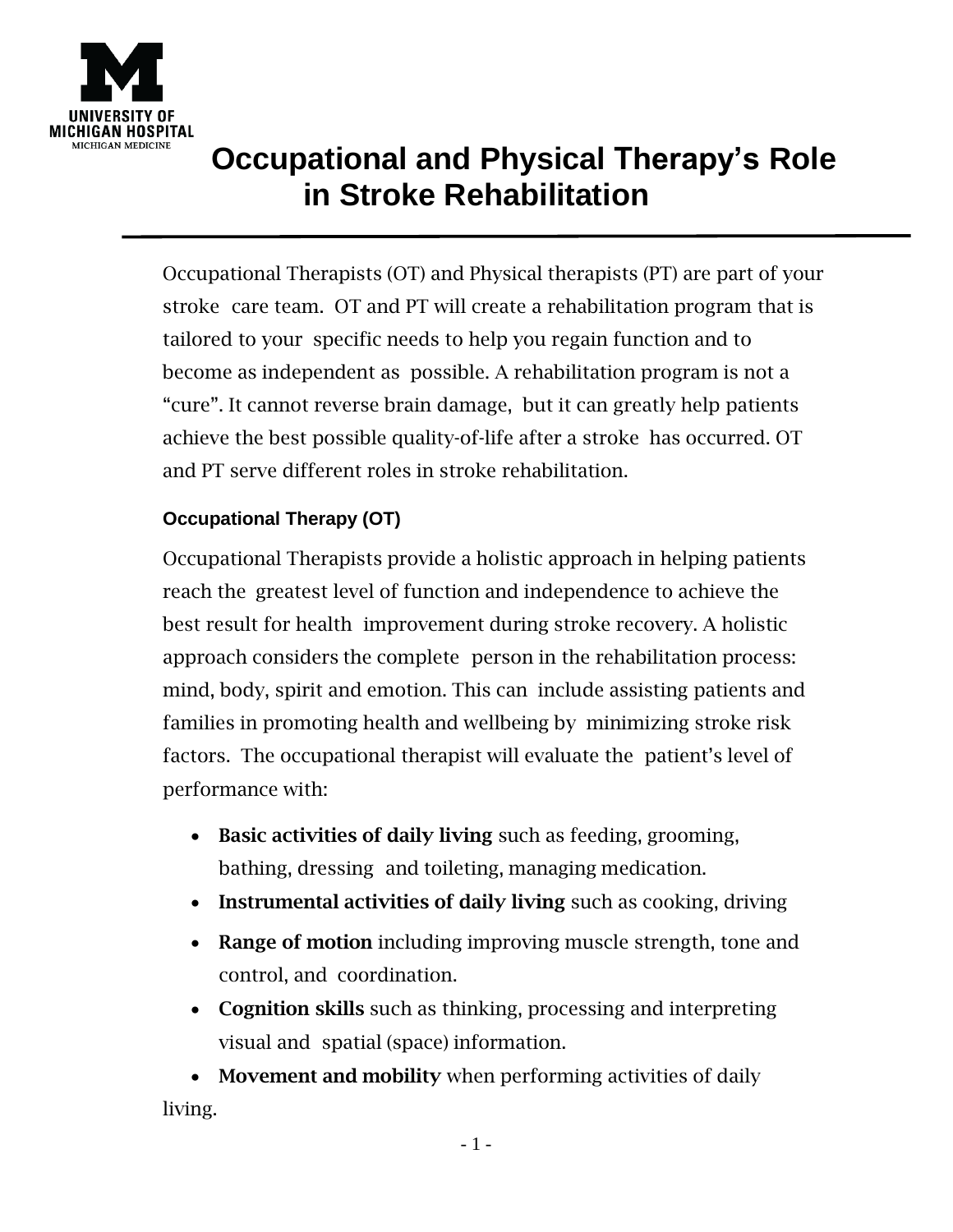UNIVERSITY OF MICHIGAN HOSPITAL
MICHIGAN MEDICINE

# Occupational and Physical Therapy's Role in Stroke Rehabilitation

Occupational Therapists (OT) and Physical therapists (PT) are part of your stroke care team. OT and PT will create a rehabilitation program that is tailored to your specific needs to help you regain function and to become as independent as possible. A rehabilitation program is not a "cure". It cannot reverse brain damage, but it can greatly help patients achieve the best possible quality-of-life after a stroke has occurred. OT and PT serve different roles in stroke rehabilitation.

### Occupational Therapy (OT)

Occupational Therapists provide a holistic approach in helping patients reach the greatest level of function and independence to achieve the best result for health improvement during stroke recovery. A holistic approach considers the complete person in the rehabilitation process: mind, body, spirit and emotion. This can include assisting patients and families in promoting health and wellbeing by minimizing stroke risk factors. The occupational therapist will evaluate the patient's level of performance with:

- **Basic activities of daily living** such as feeding, grooming, bathing, dressing and toileting, managing medication.
- **Instrumental activities of daily living** such as cooking, driving
- **Range of motion** including improving muscle strength, tone and control, and coordination.
- **Cognition skills** such as thinking, processing and interpreting visual and spatial (space) information.
- **Movement and mobility** when performing activities of daily living.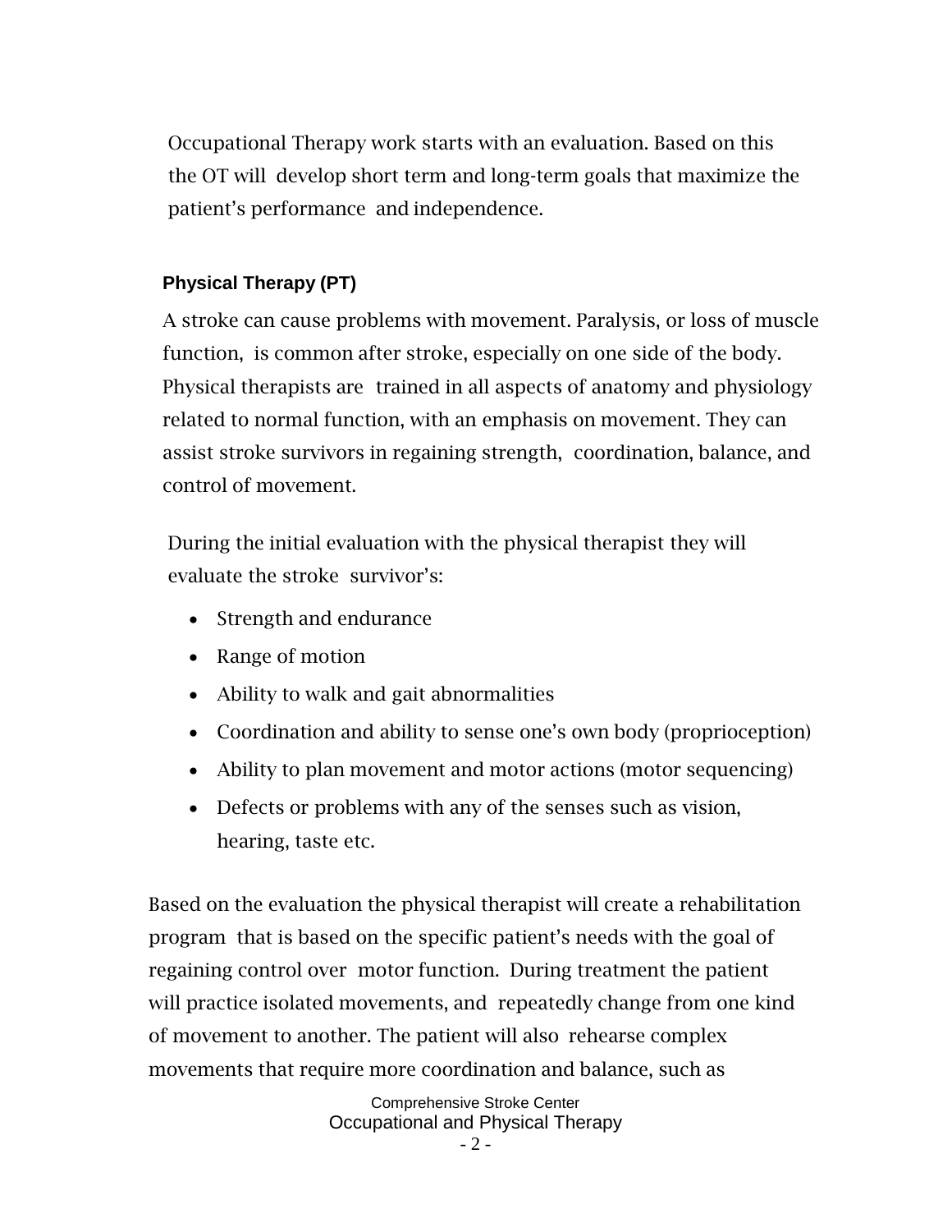Occupational Therapy work starts with an evaluation. Based on this the OT will develop short term and long-term goals that maximize the patient's performance and independence.

### Physical Therapy (PT)

A stroke can cause problems with movement. Paralysis, or loss of muscle function, is common after stroke, especially on one side of the body. Physical therapists are trained in all aspects of anatomy and physiology related to normal function, with an emphasis on movement. They can assist stroke survivors in regaining strength, coordination, balance, and control of movement.

During the initial evaluation with the physical therapist they will evaluate the stroke survivor's:

- Strength and endurance
- Range of motion
- Ability to walk and gait abnormalities
- Coordination and ability to sense one's own body (proprioception)
- Ability to plan movement and motor actions (motor sequencing)
- Defects or problems with any of the senses such as vision, hearing, taste etc.

Based on the evaluation the physical therapist will create a rehabilitation program that is based on the specific patient's needs with the goal of regaining control over motor function. During treatment the patient will practice isolated movements, and repeatedly change from one kind of movement to another. The patient will also rehearse complex movements that require more coordination and balance, such as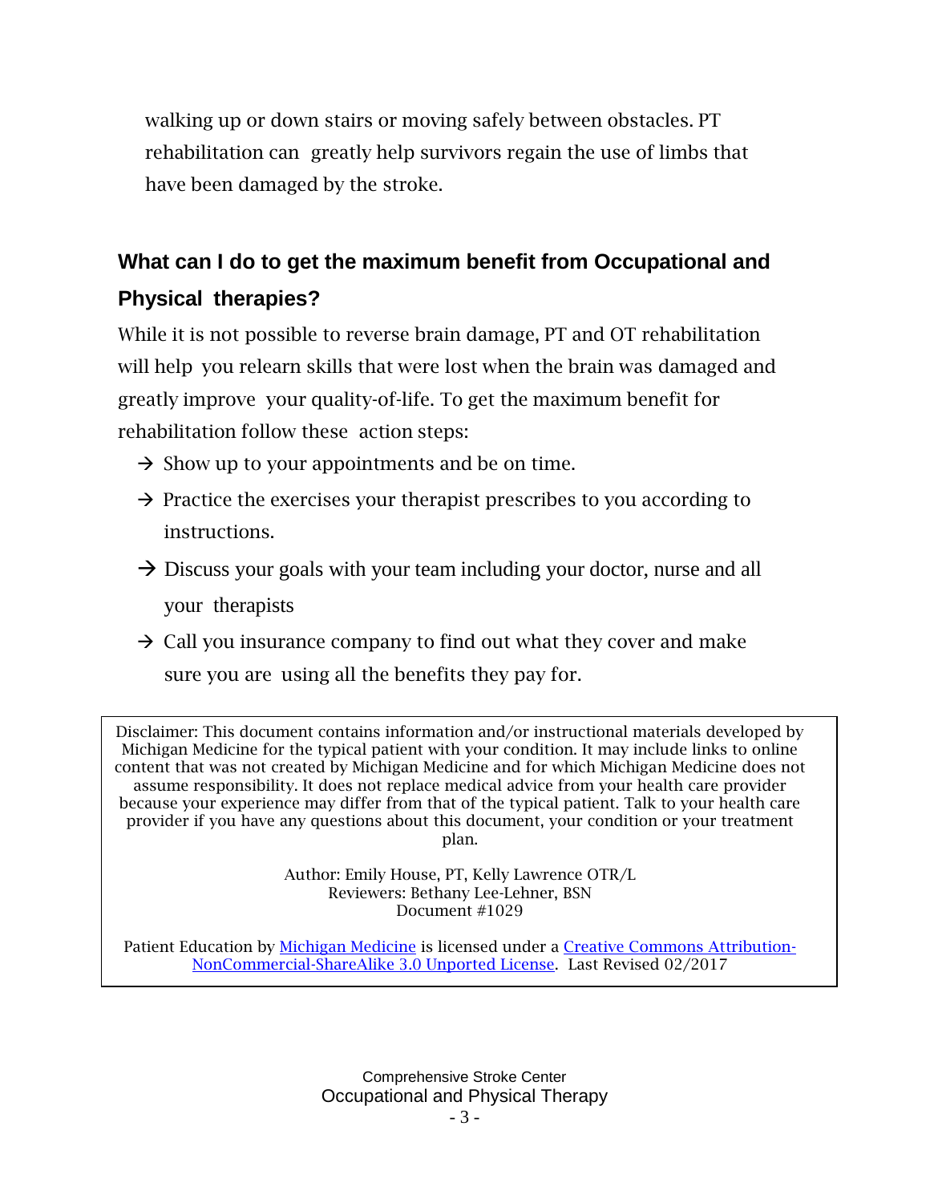walking up or down stairs or moving safely between obstacles. PT rehabilitation can greatly help survivors regain the use of limbs that have been damaged by the stroke.

## What can I do to get the maximum benefit from Occupational and Physical therapies?

While it is not possible to reverse brain damage, PT and OT rehabilitation will help you relearn skills that were lost when the brain was damaged and greatly improve your quality-of-life. To get the maximum benefit for rehabilitation follow these action steps:

- → Show up to your appointments and be on time.
- → Practice the exercises your therapist prescribes to you according to instructions.
- → Discuss your goals with your team including your doctor, nurse and all your therapists
- → Call you insurance company to find out what they cover and make sure you are using all the benefits they pay for.

Disclaimer: This document contains information and/or instructional materials developed by Michigan Medicine for the typical patient with your condition. It may include links to online content that was not created by Michigan Medicine and for which Michigan Medicine does not assume responsibility. It does not replace medical advice from your health care provider because your experience may differ from that of the typical patient. Talk to your health care provider if you have any questions about this document, your condition or your treatment plan.

Author: Emily House, PT, Kelly Lawrence OTR/L
Reviewers: Bethany Lee-Lehner, BSN
Document #1029

Patient Education by Michigan Medicine is licensed under a Creative Commons Attribution-NonCommercial-ShareAlike 3.0 Unported License. Last Revised 02/2017